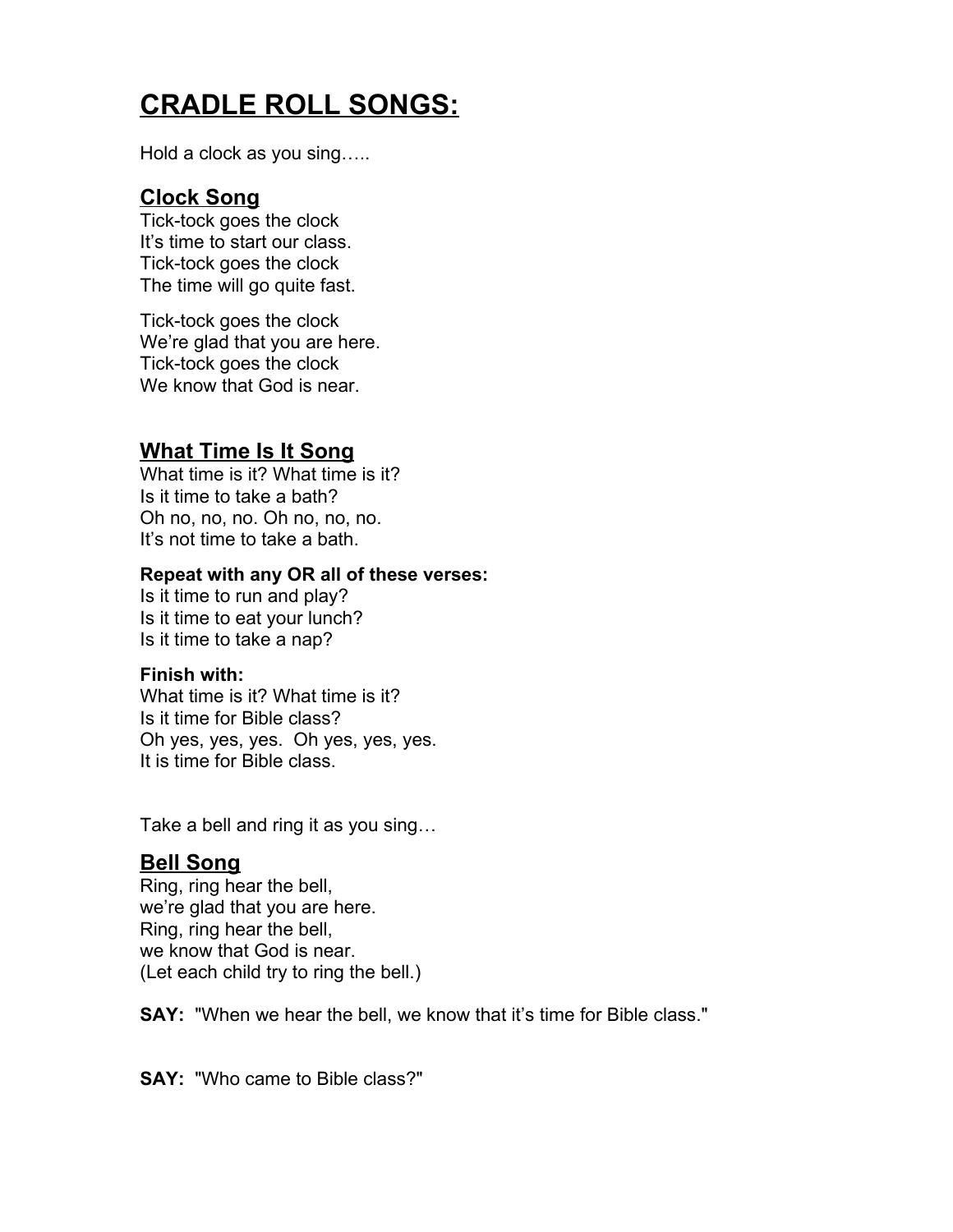# CRADLE ROLL SONGS:

Hold a clock as you sing…..

## Clock Song

Tick-tock goes the clock
It's time to start our class.
Tick-tock goes the clock
The time will go quite fast.

Tick-tock goes the clock
We're glad that you are here.
Tick-tock goes the clock
We know that God is near.

## What Time Is It Song

What time is it? What time is it?
Is it time to take a bath?
Oh no, no, no. Oh no, no, no.
It's not time to take a bath.

**Repeat with any OR all of these verses:**

Is it time to run and play?
Is it time to eat your lunch?
Is it time to take a nap?

**Finish with:**

What time is it? What time is it?
Is it time for Bible class?
Oh yes, yes, yes. Oh yes, yes, yes.
It is time for Bible class.

Take a bell and ring it as you sing…

## Bell Song

Ring, ring hear the bell,
we're glad that you are here.
Ring, ring hear the bell,
we know that God is near.
(Let each child try to ring the bell.)

**SAY:** "When we hear the bell, we know that it's time for Bible class."

**SAY:** "Who came to Bible class?"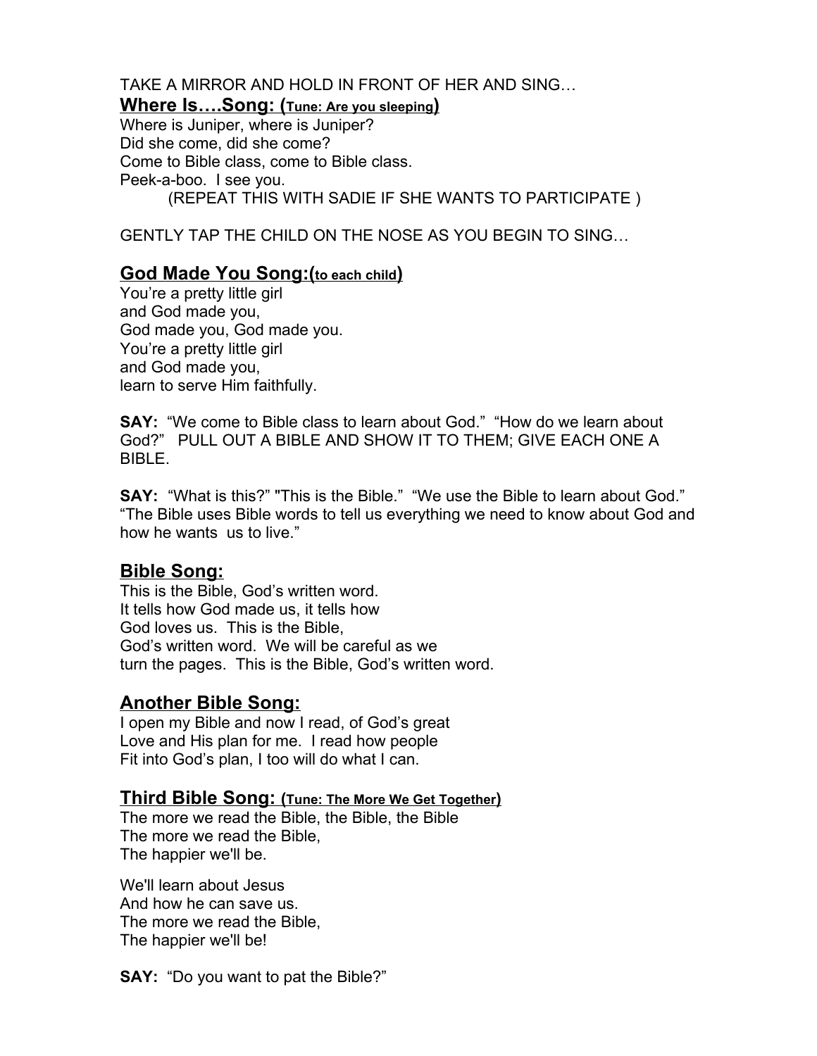TAKE A MIRROR AND HOLD IN FRONT OF HER AND SING…

## Where Is….Song: (Tune: Are you sleeping)

Where is Juniper, where is Juniper?
Did she come, did she come?
Come to Bible class, come to Bible class.
Peek-a-boo. I see you.
(REPEAT THIS WITH SADIE IF SHE WANTS TO PARTICIPATE )

GENTLY TAP THE CHILD ON THE NOSE AS YOU BEGIN TO SING…

## God Made You Song:(to each child)

You're a pretty little girl
and God made you,
God made you, God made you.
You're a pretty little girl
and God made you,
learn to serve Him faithfully.

**SAY:** "We come to Bible class to learn about God." "How do we learn about God?" PULL OUT A BIBLE AND SHOW IT TO THEM; GIVE EACH ONE A BIBLE.

**SAY:** "What is this?" "This is the Bible." "We use the Bible to learn about God." "The Bible uses Bible words to tell us everything we need to know about God and how he wants us to live."

## Bible Song:

This is the Bible, God's written word.
It tells how God made us, it tells how
God loves us. This is the Bible,
God's written word. We will be careful as we
turn the pages. This is the Bible, God's written word.

## Another Bible Song:

I open my Bible and now I read, of God's great
Love and His plan for me. I read how people
Fit into God's plan, I too will do what I can.

## Third Bible Song: (Tune: The More We Get Together)

The more we read the Bible, the Bible, the Bible
The more we read the Bible,
The happier we'll be.

We'll learn about Jesus
And how he can save us.
The more we read the Bible,
The happier we'll be!

**SAY:** "Do you want to pat the Bible?"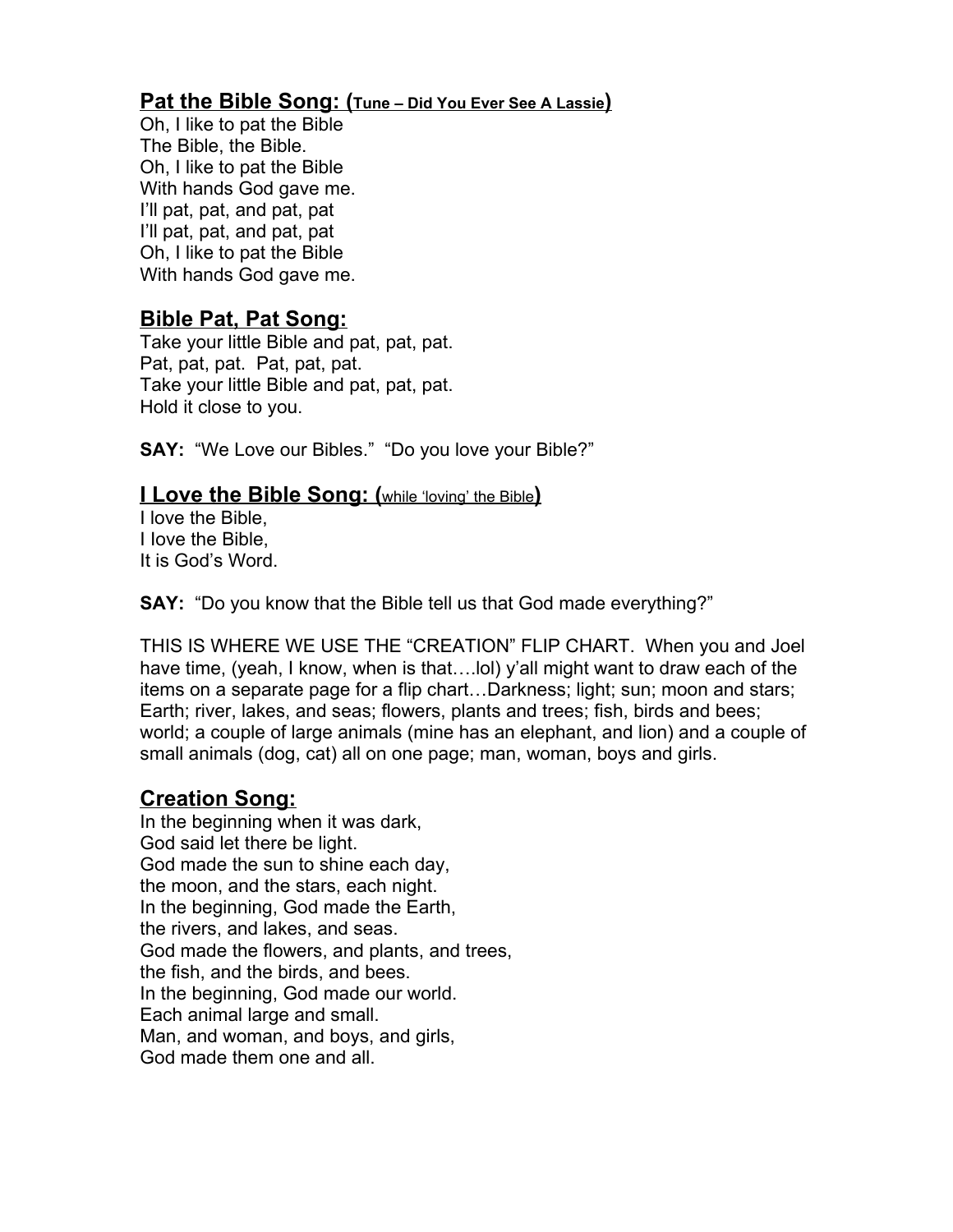## <u>Pat the Bible Song:</u> (<u>Tune – Did You Ever See A Lassie</u>)

Oh, I like to pat the Bible
The Bible, the Bible.
Oh, I like to pat the Bible
With hands God gave me.
I'll pat, pat, and pat, pat
I'll pat, pat, and pat, pat
Oh, I like to pat the Bible
With hands God gave me.

## <u>Bible Pat, Pat Song:</u>

Take your little Bible and pat, pat, pat.
Pat, pat, pat. Pat, pat, pat.
Take your little Bible and pat, pat, pat.
Hold it close to you.

**SAY:** "We Love our Bibles." "Do you love your Bible?"

## <u>I Love the Bible Song:</u> (<u>while 'loving' the Bible</u>)

I love the Bible,
I love the Bible,
It is God's Word.

**SAY:** "Do you know that the Bible tell us that God made everything?"

THIS IS WHERE WE USE THE "CREATION" FLIP CHART. When you and Joel have time, (yeah, I know, when is that….lol) y'all might want to draw each of the items on a separate page for a flip chart…Darkness; light; sun; moon and stars; Earth; river, lakes, and seas; flowers, plants and trees; fish, birds and bees; world; a couple of large animals (mine has an elephant, and lion) and a couple of small animals (dog, cat) all on one page; man, woman, boys and girls.

## <u>Creation Song:</u>

In the beginning when it was dark,
God said let there be light.
God made the sun to shine each day,
the moon, and the stars, each night.
In the beginning, God made the Earth,
the rivers, and lakes, and seas.
God made the flowers, and plants, and trees,
the fish, and the birds, and bees.
In the beginning, God made our world.
Each animal large and small.
Man, and woman, and boys, and girls,
God made them one and all.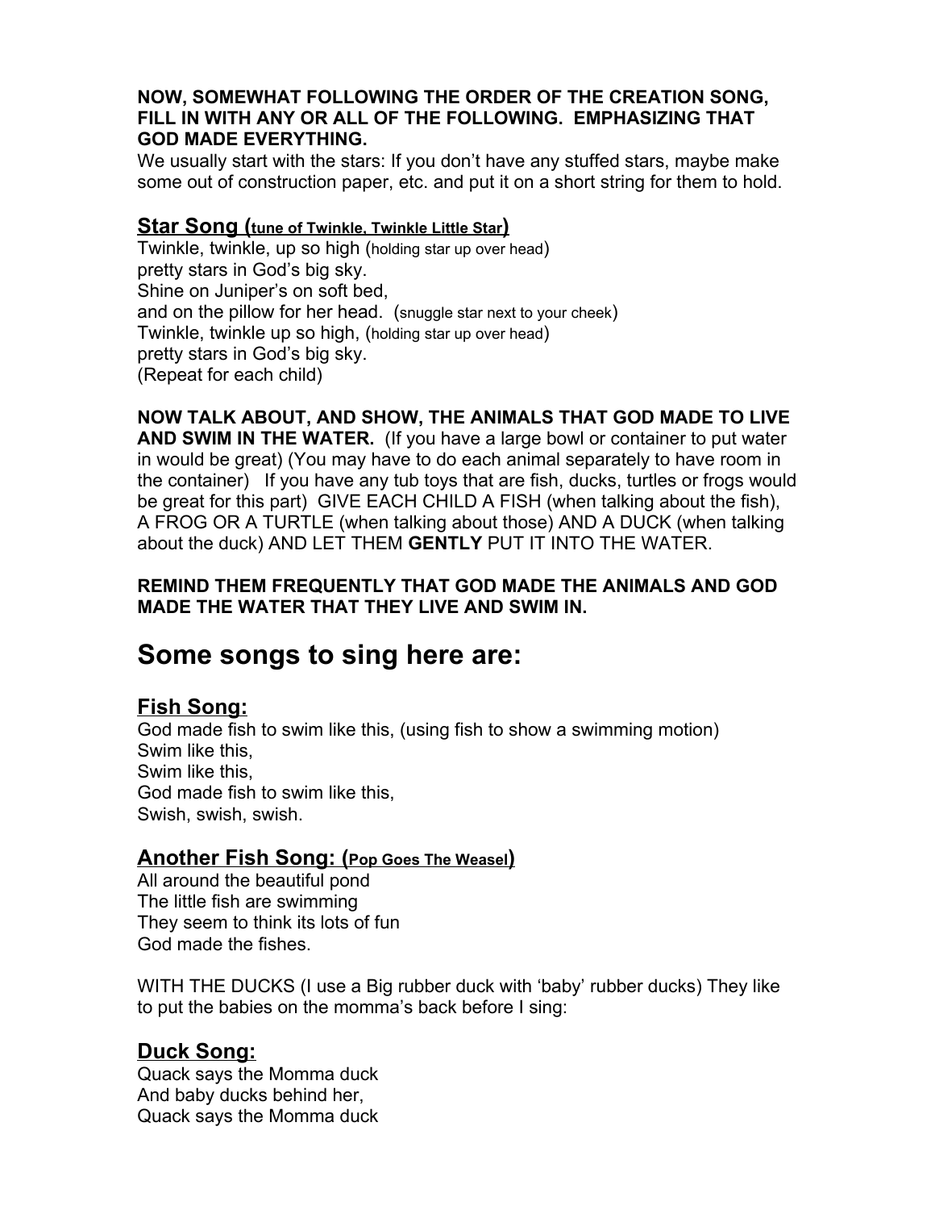**NOW, SOMEWHAT FOLLOWING THE ORDER OF THE CREATION SONG, FILL IN WITH ANY OR ALL OF THE FOLLOWING. EMPHASIZING THAT GOD MADE EVERYTHING.**

We usually start with the stars: If you don't have any stuffed stars, maybe make some out of construction paper, etc. and put it on a short string for them to hold.

### Star Song (tune of Twinkle, Twinkle Little Star)

Twinkle, twinkle, up so high (holding star up over head)
pretty stars in God's big sky.
Shine on Juniper's on soft bed,
and on the pillow for her head. (snuggle star next to your cheek)
Twinkle, twinkle up so high, (holding star up over head)
pretty stars in God's big sky.
(Repeat for each child)

**NOW TALK ABOUT, AND SHOW, THE ANIMALS THAT GOD MADE TO LIVE AND SWIM IN THE WATER.** (If you have a large bowl or container to put water in would be great) (You may have to do each animal separately to have room in the container) If you have any tub toys that are fish, ducks, turtles or frogs would be great for this part) GIVE EACH CHILD A FISH (when talking about the fish), A FROG OR A TURTLE (when talking about those) AND A DUCK (when talking about the duck) AND LET THEM **GENTLY** PUT IT INTO THE WATER.

**REMIND THEM FREQUENTLY THAT GOD MADE THE ANIMALS AND GOD MADE THE WATER THAT THEY LIVE AND SWIM IN.**

## Some songs to sing here are:

### Fish Song:

God made fish to swim like this, (using fish to show a swimming motion)
Swim like this,
Swim like this,
God made fish to swim like this,
Swish, swish, swish.

### Another Fish Song: (Pop Goes The Weasel)

All around the beautiful pond
The little fish are swimming
They seem to think its lots of fun
God made the fishes.

WITH THE DUCKS (I use a Big rubber duck with 'baby' rubber ducks) They like to put the babies on the momma's back before I sing:

### Duck Song:

Quack says the Momma duck
And baby ducks behind her,
Quack says the Momma duck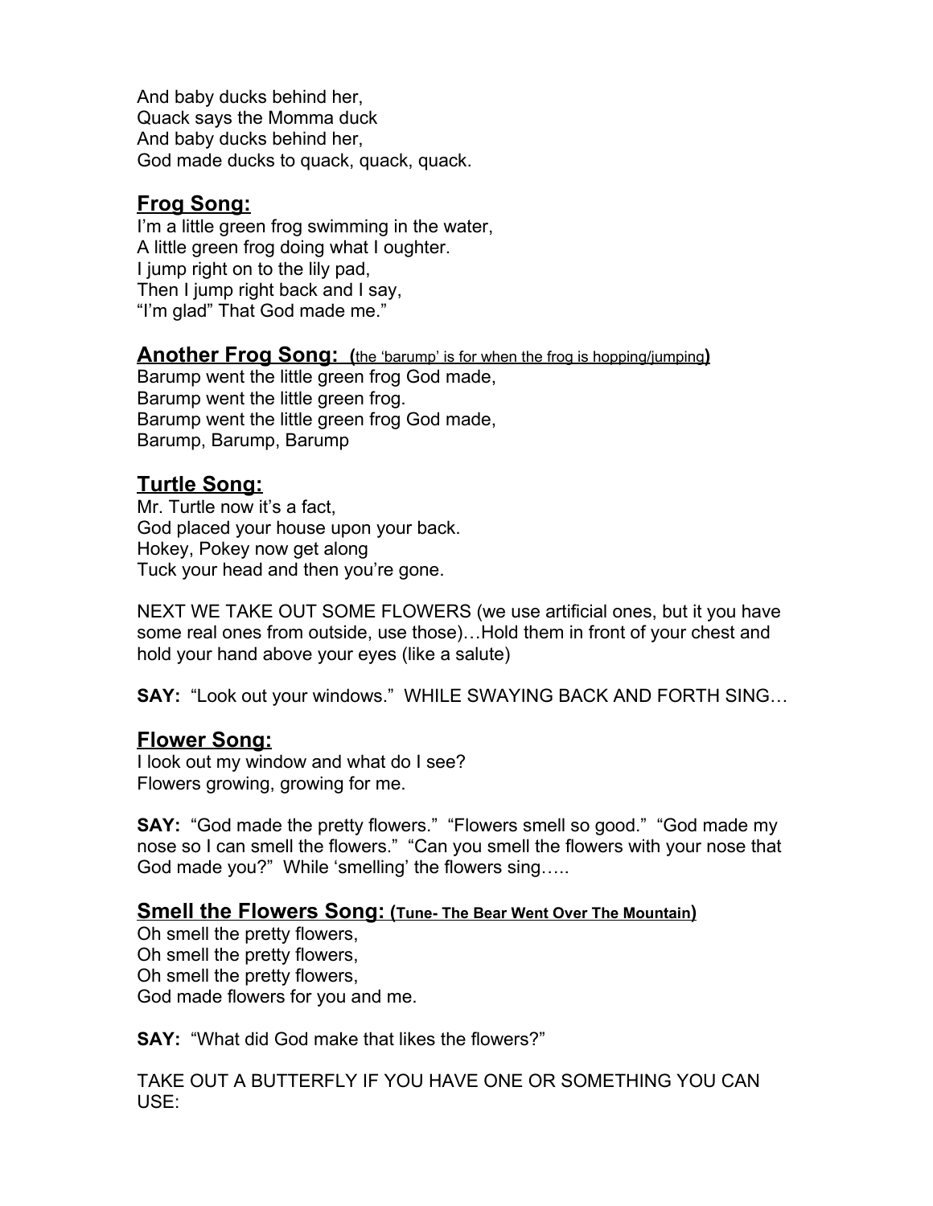And baby ducks behind her,
Quack says the Momma duck
And baby ducks behind her,
God made ducks to quack, quack, quack.

## Frog Song:

I'm a little green frog swimming in the water,
A little green frog doing what I oughter.
I jump right on to the lily pad,
Then I jump right back and I say,
"I'm glad" That God made me."

## Another Frog Song: (the 'barump' is for when the frog is hopping/jumping)

Barump went the little green frog God made,
Barump went the little green frog.
Barump went the little green frog God made,
Barump, Barump, Barump

## Turtle Song:

Mr. Turtle now it's a fact,
God placed your house upon your back.
Hokey, Pokey now get along
Tuck your head and then you're gone.

NEXT WE TAKE OUT SOME FLOWERS (we use artificial ones, but it you have some real ones from outside, use those)…Hold them in front of your chest and hold your hand above your eyes (like a salute)

**SAY:** "Look out your windows." WHILE SWAYING BACK AND FORTH SING…

## Flower Song:

I look out my window and what do I see?
Flowers growing, growing for me.

**SAY:** "God made the pretty flowers." "Flowers smell so good." "God made my nose so I can smell the flowers." "Can you smell the flowers with your nose that God made you?" While 'smelling' the flowers sing…..

## Smell the Flowers Song: (Tune- The Bear Went Over The Mountain)

Oh smell the pretty flowers,
Oh smell the pretty flowers,
Oh smell the pretty flowers,
God made flowers for you and me.

**SAY:** "What did God make that likes the flowers?"

TAKE OUT A BUTTERFLY IF YOU HAVE ONE OR SOMETHING YOU CAN USE: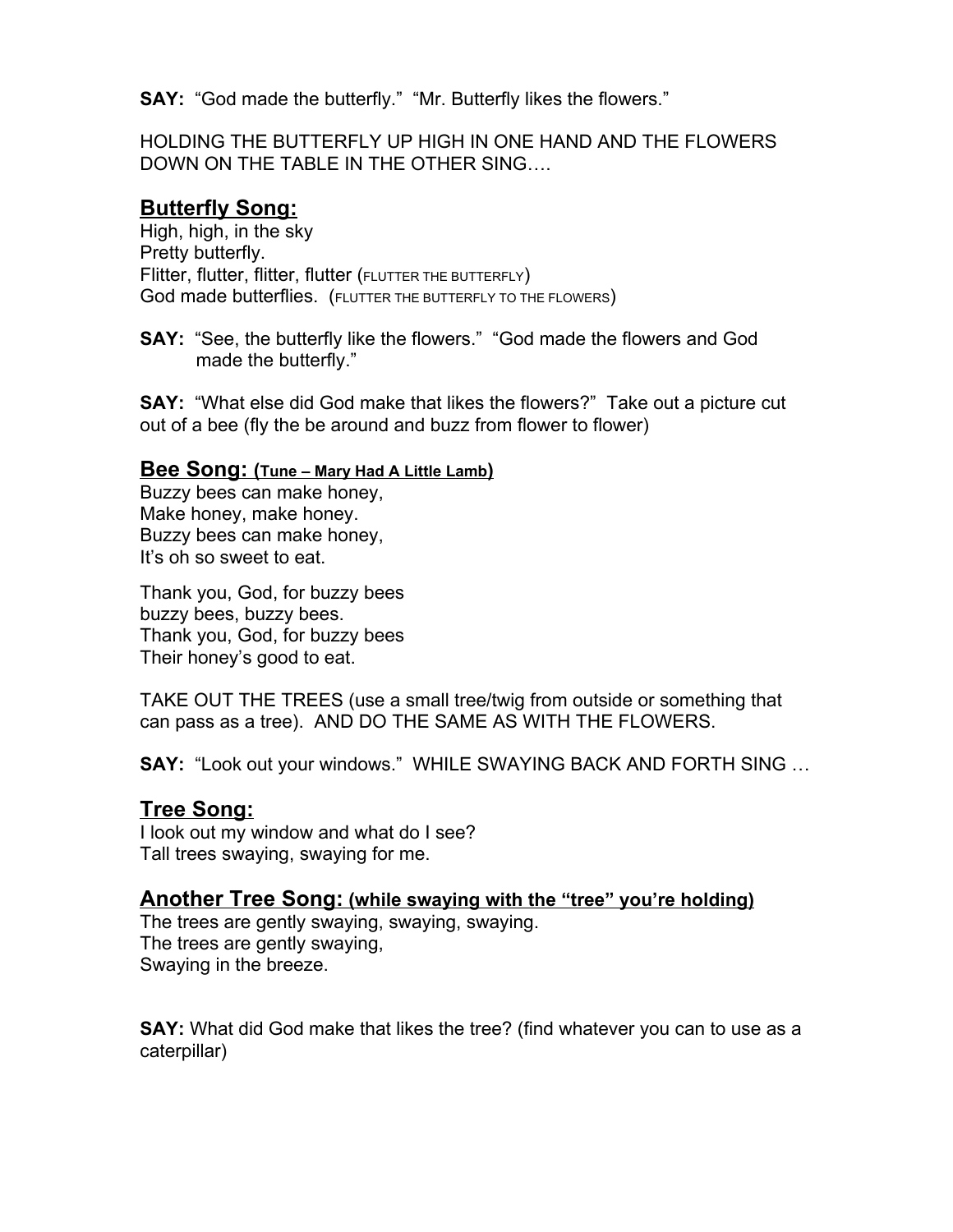**SAY:** "God made the butterfly." "Mr. Butterfly likes the flowers."

HOLDING THE BUTTERFLY UP HIGH IN ONE HAND AND THE FLOWERS DOWN ON THE TABLE IN THE OTHER SING….

## Butterfly Song:

High, high, in the sky
Pretty butterfly.
Flitter, flutter, flitter, flutter (FLUTTER THE BUTTERFLY)
God made butterflies. (FLUTTER THE BUTTERFLY TO THE FLOWERS)

**SAY:** "See, the butterfly like the flowers." "God made the flowers and God made the butterfly."

**SAY:** "What else did God make that likes the flowers?" Take out a picture cut out of a bee (fly the be around and buzz from flower to flower)

## Bee Song: (Tune – Mary Had A Little Lamb)

Buzzy bees can make honey,
Make honey, make honey.
Buzzy bees can make honey,
It's oh so sweet to eat.

Thank you, God, for buzzy bees
buzzy bees, buzzy bees.
Thank you, God, for buzzy bees
Their honey's good to eat.

TAKE OUT THE TREES (use a small tree/twig from outside or something that can pass as a tree). AND DO THE SAME AS WITH THE FLOWERS.

**SAY:** "Look out your windows." WHILE SWAYING BACK AND FORTH SING …

## Tree Song:

I look out my window and what do I see?
Tall trees swaying, swaying for me.

## Another Tree Song: (while swaying with the "tree" you're holding)

The trees are gently swaying, swaying, swaying.
The trees are gently swaying,
Swaying in the breeze.

**SAY:** What did God make that likes the tree? (find whatever you can to use as a caterpillar)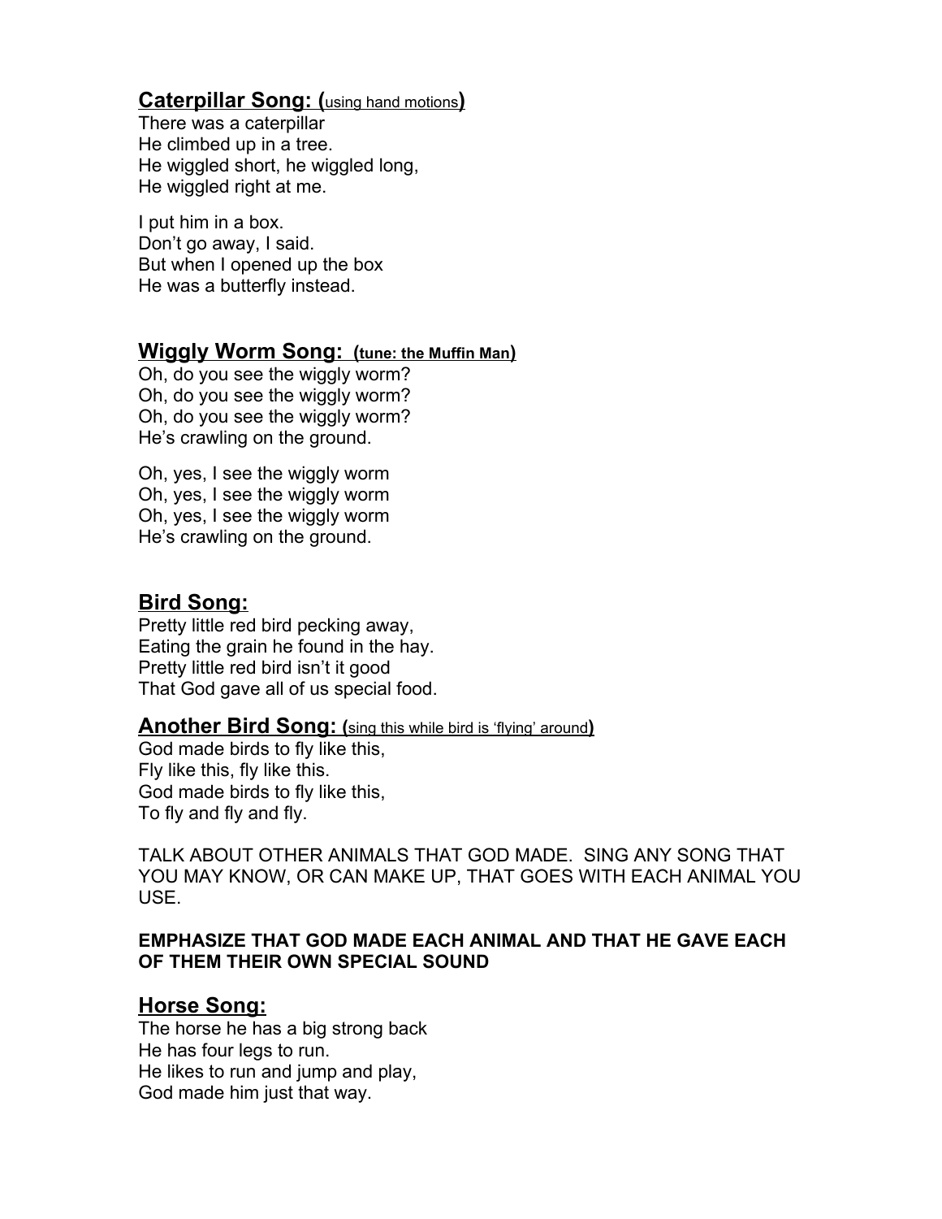## **Caterpillar Song:** (using hand motions)

There was a caterpillar
He climbed up in a tree.
He wiggled short, he wiggled long,
He wiggled right at me.

I put him in a box.
Don't go away, I said.
But when I opened up the box
He was a butterfly instead.

## **Wiggly Worm Song:** (**tune: the Muffin Man**)

Oh, do you see the wiggly worm?
Oh, do you see the wiggly worm?
Oh, do you see the wiggly worm?
He's crawling on the ground.

Oh, yes, I see the wiggly worm
Oh, yes, I see the wiggly worm
Oh, yes, I see the wiggly worm
He's crawling on the ground.

## **Bird Song:**

Pretty little red bird pecking away,
Eating the grain he found in the hay.
Pretty little red bird isn't it good
That God gave all of us special food.

## **Another Bird Song:** (sing this while bird is 'flying' around)

God made birds to fly like this,
Fly like this, fly like this.
God made birds to fly like this,
To fly and fly and fly.

TALK ABOUT OTHER ANIMALS THAT GOD MADE. SING ANY SONG THAT YOU MAY KNOW, OR CAN MAKE UP, THAT GOES WITH EACH ANIMAL YOU USE.

**EMPHASIZE THAT GOD MADE EACH ANIMAL AND THAT HE GAVE EACH OF THEM THEIR OWN SPECIAL SOUND**

## **Horse Song:**

The horse he has a big strong back
He has four legs to run.
He likes to run and jump and play,
God made him just that way.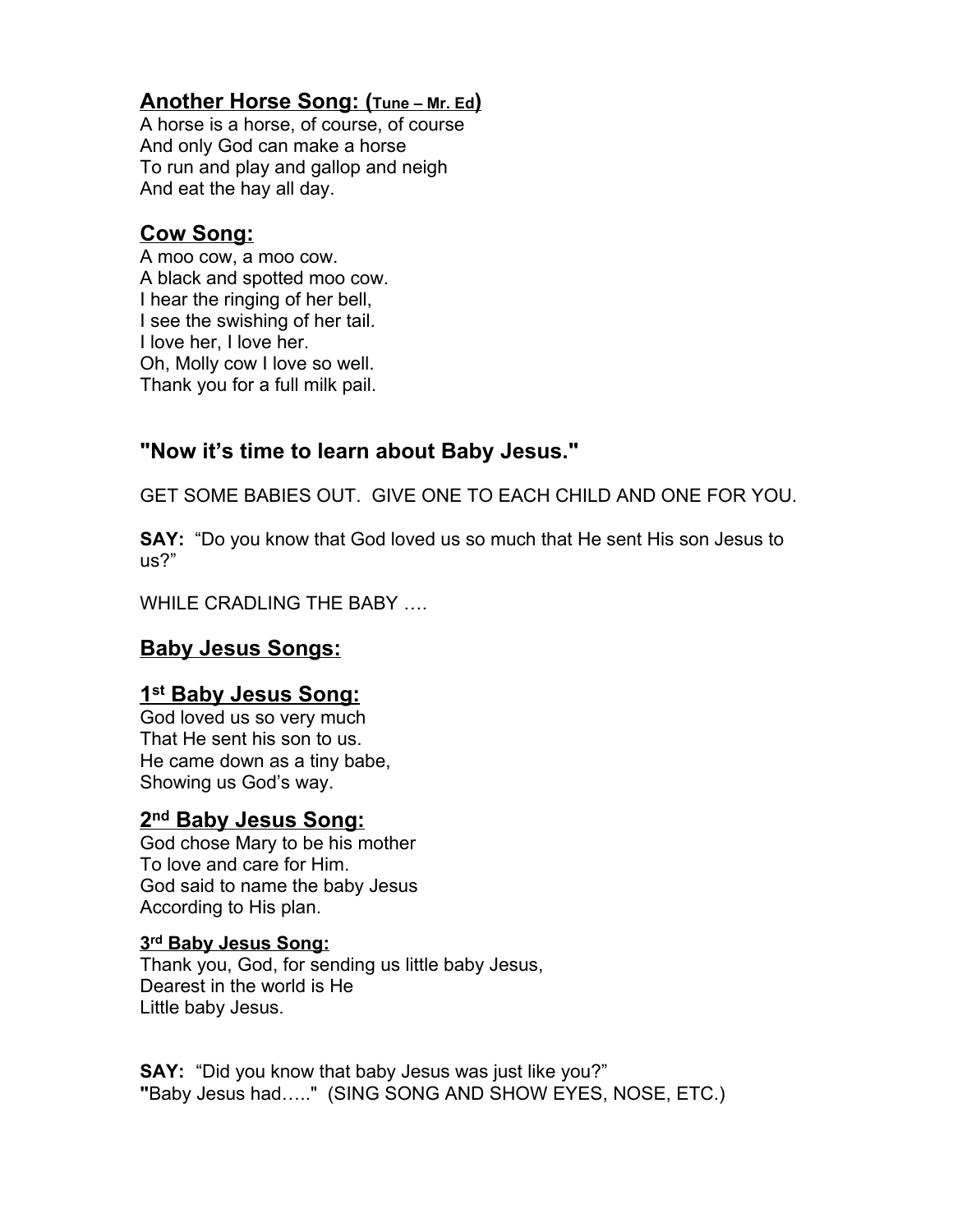## Another Horse Song: (Tune – Mr. Ed)

A horse is a horse, of course, of course
And only God can make a horse
To run and play and gallop and neigh
And eat the hay all day.

## Cow Song:

A moo cow, a moo cow.
A black and spotted moo cow.
I hear the ringing of her bell,
I see the swishing of her tail.
I love her, I love her.
Oh, Molly cow I love so well.
Thank you for a full milk pail.

## "Now it's time to learn about Baby Jesus."

GET SOME BABIES OUT. GIVE ONE TO EACH CHILD AND ONE FOR YOU.

**SAY:** "Do you know that God loved us so much that He sent His son Jesus to us?"

WHILE CRADLING THE BABY ….

## Baby Jesus Songs:

## 1st Baby Jesus Song:

God loved us so very much
That He sent his son to us.
He came down as a tiny babe,
Showing us God's way.

## 2nd Baby Jesus Song:

God chose Mary to be his mother
To love and care for Him.
God said to name the baby Jesus
According to His plan.

### 3rd Baby Jesus Song:

Thank you, God, for sending us little baby Jesus,
Dearest in the world is He
Little baby Jesus.

**SAY:** "Did you know that baby Jesus was just like you?"
**"**Baby Jesus had….." (SING SONG AND SHOW EYES, NOSE, ETC.)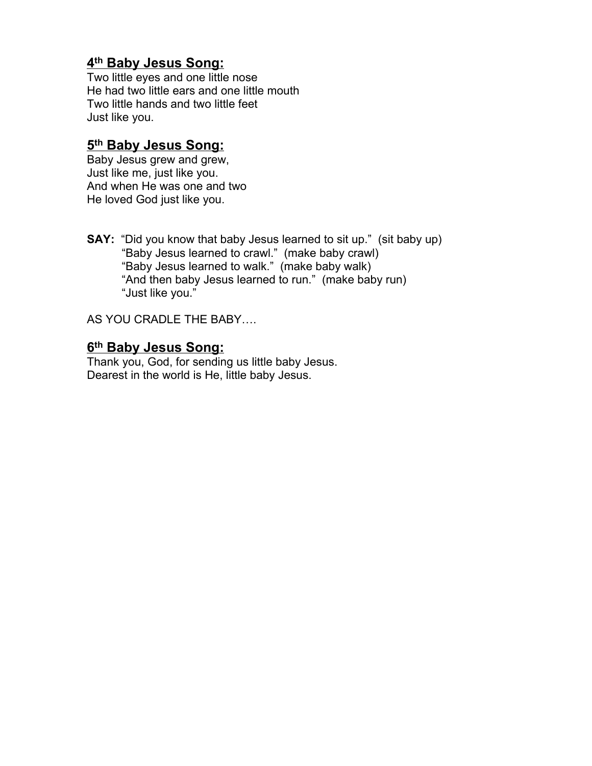## 4th Baby Jesus Song:

Two little eyes and one little nose
He had two little ears and one little mouth
Two little hands and two little feet
Just like you.

## 5th Baby Jesus Song:

Baby Jesus grew and grew,
Just like me, just like you.
And when He was one and two
He loved God just like you.

**SAY:** "Did you know that baby Jesus learned to sit up." (sit baby up)
"Baby Jesus learned to crawl." (make baby crawl)
"Baby Jesus learned to walk." (make baby walk)
"And then baby Jesus learned to run." (make baby run)
"Just like you."

AS YOU CRADLE THE BABY….

## 6th Baby Jesus Song:

Thank you, God, for sending us little baby Jesus.
Dearest in the world is He, little baby Jesus.